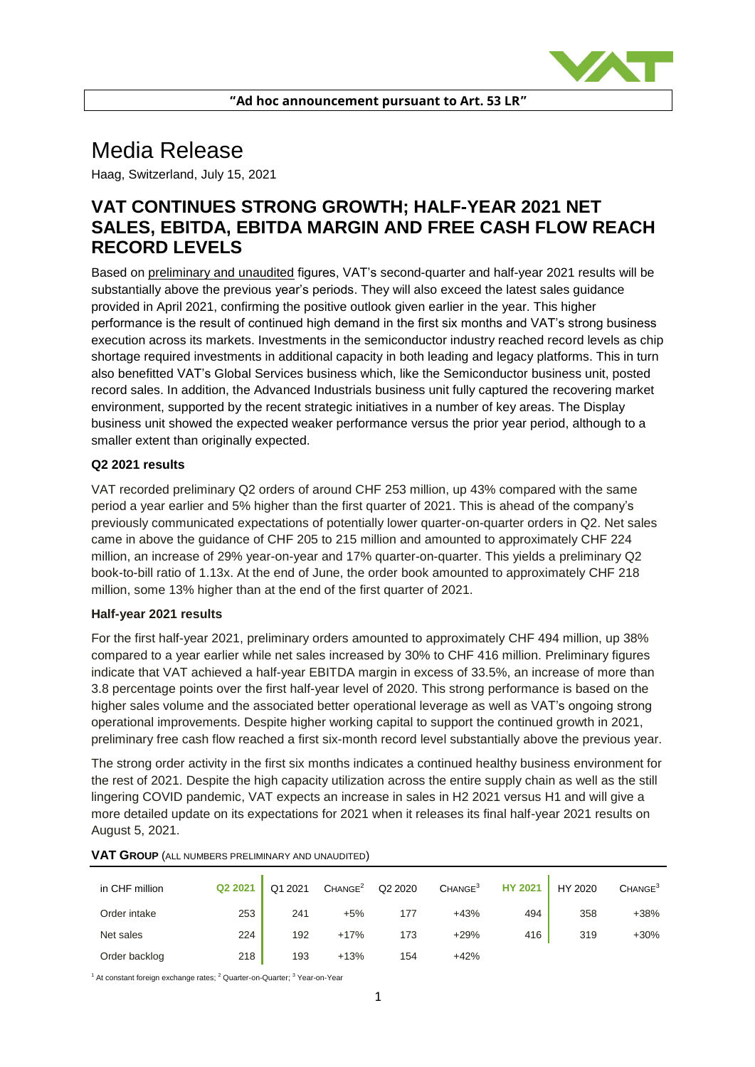**"Ad hoc announcement pursuant to Art. 53 LR"**

# Media Release

Haag, Switzerland, July 15, 2021

## VAT CONTINUES STRONG GROWTH; HALF-YEAR 2021 NET SALES, EBITDA, EBITDA MARGIN AND FREE CASH FLOW REACH RECORD LEVELS

Based on preliminary and unaudited figures, VAT's second-quarter and half-year 2021 results will be substantially above the previous year's periods. They will also exceed the latest sales guidance provided in April 2021, confirming the positive outlook given earlier in the year. This higher performance is the result of continued high demand in the first six months and VAT's strong business execution across its markets. Investments in the semiconductor industry reached record levels as chip shortage required investments in additional capacity in both leading and legacy platforms. This in turn also benefitted VAT's Global Services business which, like the Semiconductor business unit, posted record sales. In addition, the Advanced Industrials business unit fully captured the recovering market environment, supported by the recent strategic initiatives in a number of key areas. The Display business unit showed the expected weaker performance versus the prior year period, although to a smaller extent than originally expected.

### Q2 2021 results

VAT recorded preliminary Q2 orders of around CHF 253 million, up 43% compared with the same period a year earlier and 5% higher than the first quarter of 2021. This is ahead of the company's previously communicated expectations of potentially lower quarter-on-quarter orders in Q2. Net sales came in above the guidance of CHF 205 to 215 million and amounted to approximately CHF 224 million, an increase of 29% year-on-year and 17% quarter-on-quarter. This yields a preliminary Q2 book-to-bill ratio of 1.13x. At the end of June, the order book amounted to approximately CHF 218 million, some 13% higher than at the end of the first quarter of 2021.

### Half-year 2021 results

For the first half-year 2021, preliminary orders amounted to approximately CHF 494 million, up 38% compared to a year earlier while net sales increased by 30% to CHF 416 million. Preliminary figures indicate that VAT achieved a half-year EBITDA margin in excess of 33.5%, an increase of more than 3.8 percentage points over the first half-year level of 2020. This strong performance is based on the higher sales volume and the associated better operational leverage as well as VAT's ongoing strong operational improvements. Despite higher working capital to support the continued growth in 2021, preliminary free cash flow reached a first six-month record level substantially above the previous year.

The strong order activity in the first six months indicates a continued healthy business environment for the rest of 2021. Despite the high capacity utilization across the entire supply chain as well as the still lingering COVID pandemic, VAT expects an increase in sales in H2 2021 versus H1 and will give a more detailed update on its expectations for 2021 when it releases its final half-year 2021 results on August 5, 2021.

**VAT GROUP** (ALL NUMBERS PRELIMINARY AND UNAUDITED)

| in CHF million | Q2 2021 | Q1 2021 | CHANGE[2] | Q2 2020 | CHANGE[3] | HY 2021 | HY 2020 | CHANGE[3] |
|---|---|---|---|---|---|---|---|---|
| Order intake | 253 | 241 | +5% | 177 | +43% | 494 | 358 | +38% |
| Net sales | 224 | 192 | +17% | 173 | +29% | 416 | 319 | +30% |
| Order backlog | 218 | 193 | +13% | 154 | +42% | | | |

[1] At constant foreign exchange rates; [2] Quarter-on-Quarter; [3] Year-on-Year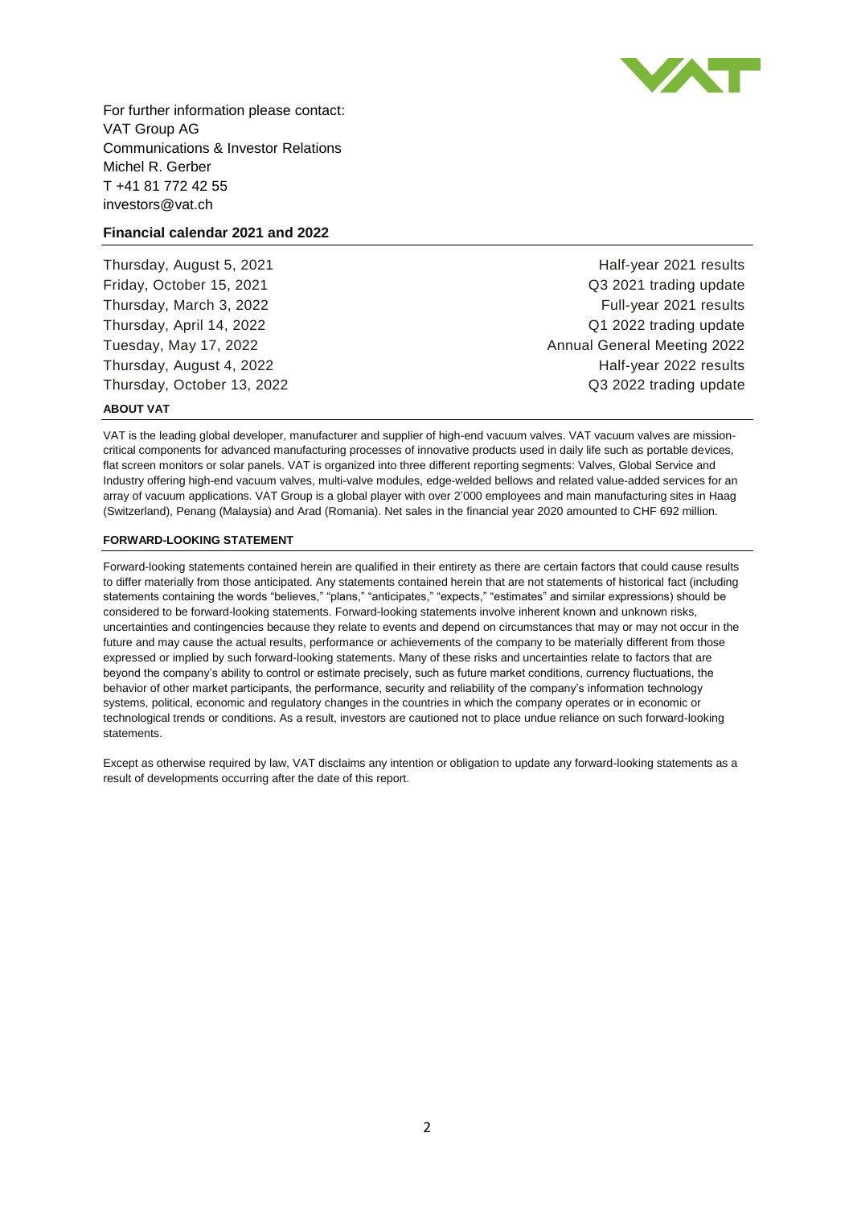For further information please contact:
VAT Group AG
Communications & Investor Relations
Michel R. Gerber
T +41 81 772 42 55
investors@vat.ch

**Financial calendar 2021 and 2022**

| | |
|---|---|
| Thursday, August 5, 2021 | Half-year 2021 results |
| Friday, October 15, 2021 | Q3 2021 trading update |
| Thursday, March 3, 2022 | Full-year 2021 results |
| Thursday, April 14, 2022 | Q1 2022 trading update |
| Tuesday, May 17, 2022 | Annual General Meeting 2022 |
| Thursday, August 4, 2022 | Half-year 2022 results |
| Thursday, October 13, 2022 | Q3 2022 trading update |

**ABOUT VAT**

VAT is the leading global developer, manufacturer and supplier of high-end vacuum valves. VAT vacuum valves are mission-critical components for advanced manufacturing processes of innovative products used in daily life such as portable devices, flat screen monitors or solar panels. VAT is organized into three different reporting segments: Valves, Global Service and Industry offering high-end vacuum valves, multi-valve modules, edge-welded bellows and related value-added services for an array of vacuum applications. VAT Group is a global player with over 2'000 employees and main manufacturing sites in Haag (Switzerland), Penang (Malaysia) and Arad (Romania). Net sales in the financial year 2020 amounted to CHF 692 million.

**FORWARD-LOOKING STATEMENT**

Forward-looking statements contained herein are qualified in their entirety as there are certain factors that could cause results to differ materially from those anticipated. Any statements contained herein that are not statements of historical fact (including statements containing the words "believes," "plans," "anticipates," "expects," "estimates" and similar expressions) should be considered to be forward-looking statements. Forward-looking statements involve inherent known and unknown risks, uncertainties and contingencies because they relate to events and depend on circumstances that may or may not occur in the future and may cause the actual results, performance or achievements of the company to be materially different from those expressed or implied by such forward-looking statements. Many of these risks and uncertainties relate to factors that are beyond the company's ability to control or estimate precisely, such as future market conditions, currency fluctuations, the behavior of other market participants, the performance, security and reliability of the company's information technology systems, political, economic and regulatory changes in the countries in which the company operates or in economic or technological trends or conditions. As a result, investors are cautioned not to place undue reliance on such forward-looking statements.

Except as otherwise required by law, VAT disclaims any intention or obligation to update any forward-looking statements as a result of developments occurring after the date of this report.